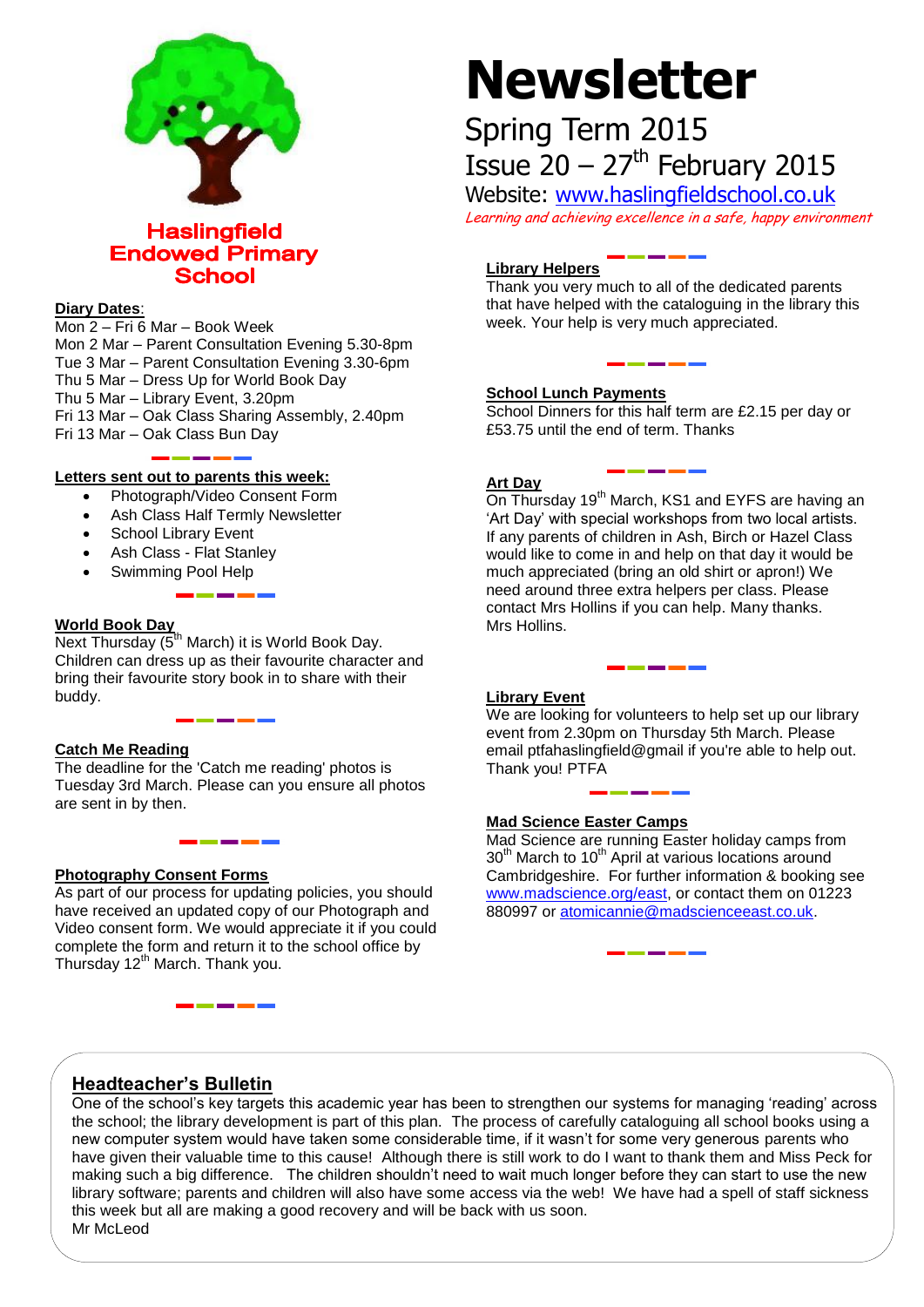# Haslingfield Endowed Primary School

# Newsletter

## Spring Term 2015

## Issue 20 – 27th February 2015

Website: www.haslingfieldschool.co.uk

*Learning and achieving excellence in a safe, happy environment*

**Diary Dates**:

Mon 2 – Fri 6 Mar – Book Week
Mon 2 Mar – Parent Consultation Evening 5.30-8pm
Tue 3 Mar – Parent Consultation Evening 3.30-6pm
Thu 5 Mar – Dress Up for World Book Day
Thu 5 Mar – Library Event, 3.20pm
Fri 13 Mar – Oak Class Sharing Assembly, 2.40pm
Fri 13 Mar – Oak Class Bun Day

**Letters sent out to parents this week:**

- Photograph/Video Consent Form
- Ash Class Half Termly Newsletter
- School Library Event
- Ash Class - Flat Stanley
- Swimming Pool Help

**World Book Day**

Next Thursday (5th March) it is World Book Day. Children can dress up as their favourite character and bring their favourite story book in to share with their buddy.

**Catch Me Reading**

The deadline for the 'Catch me reading' photos is Tuesday 3rd March. Please can you ensure all photos are sent in by then.

**Photography Consent Forms**

As part of our process for updating policies, you should have received an updated copy of our Photograph and Video consent form. We would appreciate it if you could complete the form and return it to the school office by Thursday 12th March. Thank you.

**Library Helpers**

Thank you very much to all of the dedicated parents that have helped with the cataloguing in the library this week. Your help is very much appreciated.

**School Lunch Payments**

School Dinners for this half term are £2.15 per day or £53.75 until the end of term. Thanks

**Art Day**

On Thursday 19th March, KS1 and EYFS are having an 'Art Day' with special workshops from two local artists. If any parents of children in Ash, Birch or Hazel Class would like to come in and help on that day it would be much appreciated (bring an old shirt or apron!) We need around three extra helpers per class. Please contact Mrs Hollins if you can help. Many thanks.
Mrs Hollins.

**Library Event**

We are looking for volunteers to help set up our library event from 2.30pm on Thursday 5th March. Please email ptfahaslingfield@gmail if you're able to help out. Thank you! PTFA

**Mad Science Easter Camps**

Mad Science are running Easter holiday camps from 30th March to 10th April at various locations around Cambridgeshire. For further information & booking see www.madscience.org/east, or contact them on 01223 880997 or atomicannie@madscienceeast.co.uk.

**Headteacher's Bulletin**

One of the school's key targets this academic year has been to strengthen our systems for managing 'reading' across the school; the library development is part of this plan. The process of carefully cataloguing all school books using a new computer system would have taken some considerable time, if it wasn't for some very generous parents who have given their valuable time to this cause! Although there is still work to do I want to thank them and Miss Peck for making such a big difference. The children shouldn't need to wait much longer before they can start to use the new library software; parents and children will also have some access via the web! We have had a spell of staff sickness this week but all are making a good recovery and will be back with us soon.
Mr McLeod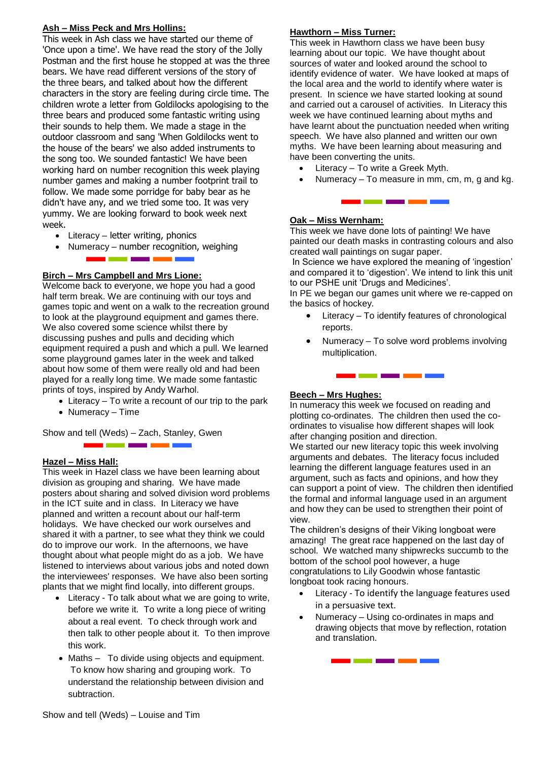**Ash – Miss Peck and Mrs Hollins:**

This week in Ash class we have started our theme of 'Once upon a time'. We have read the story of the Jolly Postman and the first house he stopped at was the three bears. We have read different versions of the story of the three bears, and talked about how the different characters in the story are feeling during circle time. The children wrote a letter from Goldilocks apologising to the three bears and produced some fantastic writing using their sounds to help them. We made a stage in the outdoor classroom and sang 'When Goldilocks went to the house of the bears' we also added instruments to the song too. We sounded fantastic! We have been working hard on number recognition this week playing number games and making a number footprint trail to follow. We made some porridge for baby bear as he didn't have any, and we tried some too. It was very yummy. We are looking forward to book week next week.

- Literacy – letter writing, phonics
- Numeracy – number recognition, weighing

**Birch – Mrs Campbell and Mrs Lione:**

Welcome back to everyone, we hope you had a good half term break. We are continuing with our toys and games topic and went on a walk to the recreation ground to look at the playground equipment and games there. We also covered some science whilst there by discussing pushes and pulls and deciding which equipment required a push and which a pull. We learned some playground games later in the week and talked about how some of them were really old and had been played for a really long time. We made some fantastic prints of toys, inspired by Andy Warhol.

- Literacy – To write a recount of our trip to the park
- Numeracy – Time

Show and tell (Weds) – Zach, Stanley, Gwen

**Hazel – Miss Hall:**

This week in Hazel class we have been learning about division as grouping and sharing. We have made posters about sharing and solved division word problems in the ICT suite and in class. In Literacy we have planned and written a recount about our half-term holidays. We have checked our work ourselves and shared it with a partner, to see what they think we could do to improve our work. In the afternoons, we have thought about what people might do as a job. We have listened to interviews about various jobs and noted down the interviewees' responses. We have also been sorting plants that we might find locally, into different groups.

- Literacy - To talk about what we are going to write, before we write it. To write a long piece of writing about a real event. To check through work and then talk to other people about it. To then improve this work.
- Maths – To divide using objects and equipment. To know how sharing and grouping work. To understand the relationship between division and subtraction.

Show and tell (Weds) – Louise and Tim

**Hawthorn – Miss Turner:**

This week in Hawthorn class we have been busy learning about our topic. We have thought about sources of water and looked around the school to identify evidence of water. We have looked at maps of the local area and the world to identify where water is present. In science we have started looking at sound and carried out a carousel of activities. In Literacy this week we have continued learning about myths and have learnt about the punctuation needed when writing speech. We have also planned and written our own myths. We have been learning about measuring and have been converting the units.

- Literacy – To write a Greek Myth.
- Numeracy – To measure in mm, cm, m, g and kg.

**Oak – Miss Wernham:**

This week we have done lots of painting! We have painted our death masks in contrasting colours and also created wall paintings on sugar paper.

In Science we have explored the meaning of 'ingestion' and compared it to 'digestion'. We intend to link this unit to our PSHE unit 'Drugs and Medicines'.

In PE we began our games unit where we re-capped on the basics of hockey.

- Literacy – To identify features of chronological reports.
- Numeracy – To solve word problems involving multiplication.

**Beech – Mrs Hughes:**

In numeracy this week we focused on reading and plotting co-ordinates. The children then used the co-ordinates to visualise how different shapes will look after changing position and direction.

We started our new literacy topic this week involving arguments and debates. The literacy focus included learning the different language features used in an argument, such as facts and opinions, and how they can support a point of view. The children then identified the formal and informal language used in an argument and how they can be used to strengthen their point of view.

The children's designs of their Viking longboat were amazing! The great race happened on the last day of school. We watched many shipwrecks succumb to the bottom of the school pool however, a huge congratulations to Lily Goodwin whose fantastic longboat took racing honours.

- Literacy - To identify the language features used in a persuasive text.
- Numeracy – Using co-ordinates in maps and drawing objects that move by reflection, rotation and translation.